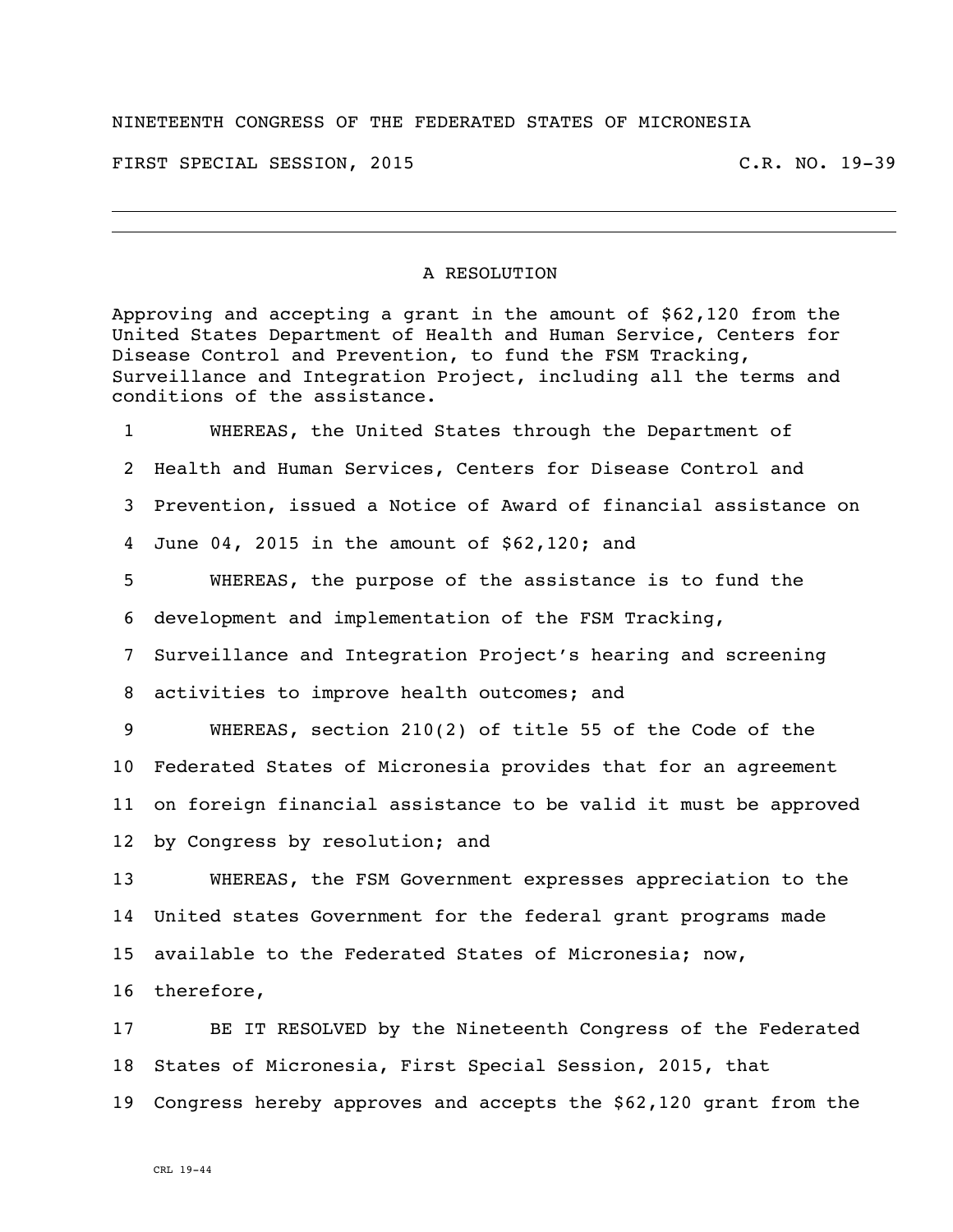NINETEENTH CONGRESS OF THE FEDERATED STATES OF MICRONESIA

FIRST SPECIAL SESSION, 2015 C.R. NO. 19-39

---

## A RESOLUTION

Approving and accepting a grant in the amount of $62,120 from the United States Department of Health and Human Service, Centers for Disease Control and Prevention, to fund the FSM Tracking, Surveillance and Integration Project, including all the terms and conditions of the assistance.

1 WHEREAS, the United States through the Department of
2 Health and Human Services, Centers for Disease Control and
3 Prevention, issued a Notice of Award of financial assistance on
4 June 04, 2015 in the amount of $62,120; and
5 WHEREAS, the purpose of the assistance is to fund the
6 development and implementation of the FSM Tracking,
7 Surveillance and Integration Project's hearing and screening
8 activities to improve health outcomes; and
9 WHEREAS, section 210(2) of title 55 of the Code of the
10 Federated States of Micronesia provides that for an agreement
11 on foreign financial assistance to be valid it must be approved
12 by Congress by resolution; and
13 WHEREAS, the FSM Government expresses appreciation to the
14 United states Government for the federal grant programs made
15 available to the Federated States of Micronesia; now,
16 therefore,
17 BE IT RESOLVED by the Nineteenth Congress of the Federated
18 States of Micronesia, First Special Session, 2015, that
19 Congress hereby approves and accepts the $62,120 grant from the

CRL 19-44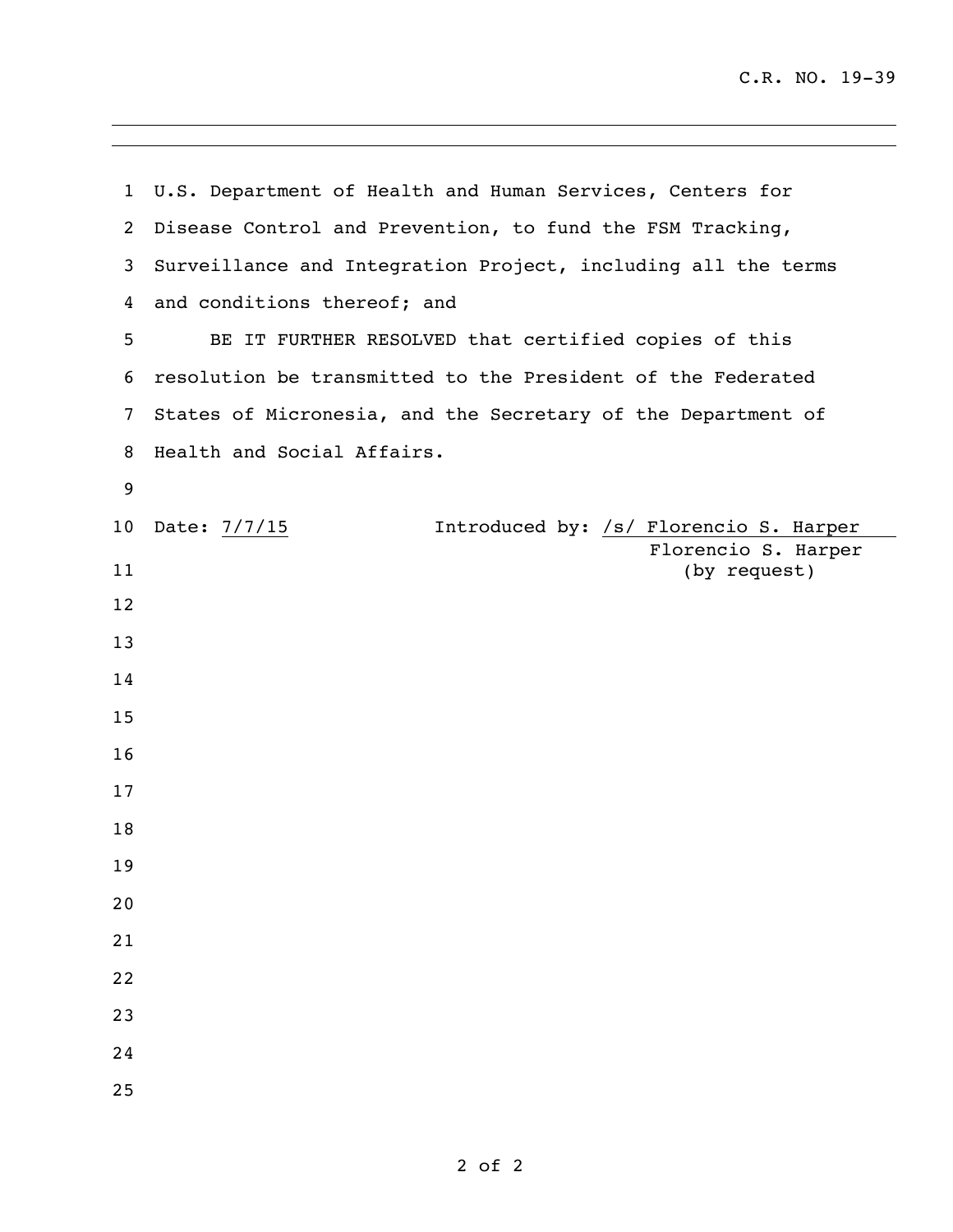U.S. Department of Health and Human Services, Centers for Disease Control and Prevention, to fund the FSM Tracking, Surveillance and Integration Project, including all the terms and conditions thereof; and

BE IT FURTHER RESOLVED that certified copies of this resolution be transmitted to the President of the Federated States of Micronesia, and the Secretary of the Department of Health and Social Affairs.

Date: 7/7/15

Introduced by: /s/ Florencio S. Harper
Florencio S. Harper
(by request)